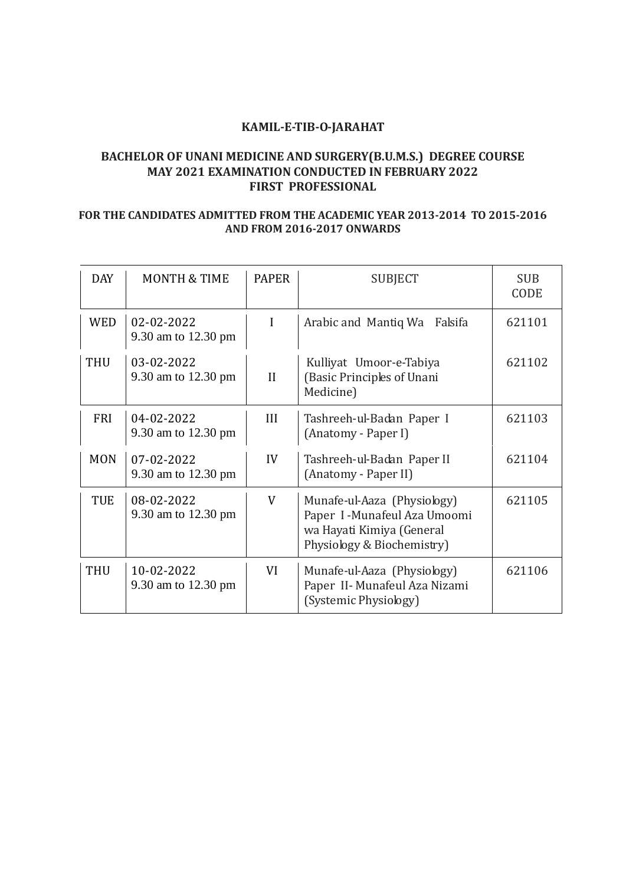**KAMIL-E-TIB-O-JARAHAT**

**BACHELOR OF UNANI MEDICINE AND SURGERY(B.U.M.S.) DEGREE COURSE**
**MAY 2021 EXAMINATION CONDUCTED IN FEBRUARY 2022**
**FIRST PROFESSIONAL**

**FOR THE CANDIDATES ADMITTED FROM THE ACADEMIC YEAR 2013-2014 TO 2015-2016 AND FROM 2016-2017 ONWARDS**

| DAY | MONTH & TIME | PAPER | SUBJECT | SUB CODE |
|---|---|---|---|---|
| WED | 02-02-2022 9.30 am to 12.30 pm | I | Arabic and Mantiq Wa Falsifa | 621101 |
| THU | 03-02-2022 9.30 am to 12.30 pm | II | Kulliyat Umoor-e-Tabiya (Basic Principles of Unani Medicine) | 621102 |
| FRI | 04-02-2022 9.30 am to 12.30 pm | III | Tashreeh-ul-Badan Paper I (Anatomy - Paper I) | 621103 |
| MON | 07-02-2022 9.30 am to 12.30 pm | IV | Tashreeh-ul-Badan Paper II (Anatomy - Paper II) | 621104 |
| TUE | 08-02-2022 9.30 am to 12.30 pm | V | Munafe-ul-Aaza (Physiology) Paper I -Munafeul Aza Umoomi wa Hayati Kimiya (General Physiology & Biochemistry) | 621105 |
| THU | 10-02-2022 9.30 am to 12.30 pm | VI | Munafe-ul-Aaza (Physiology) Paper II- Munafeul Aza Nizami (Systemic Physiology) | 621106 |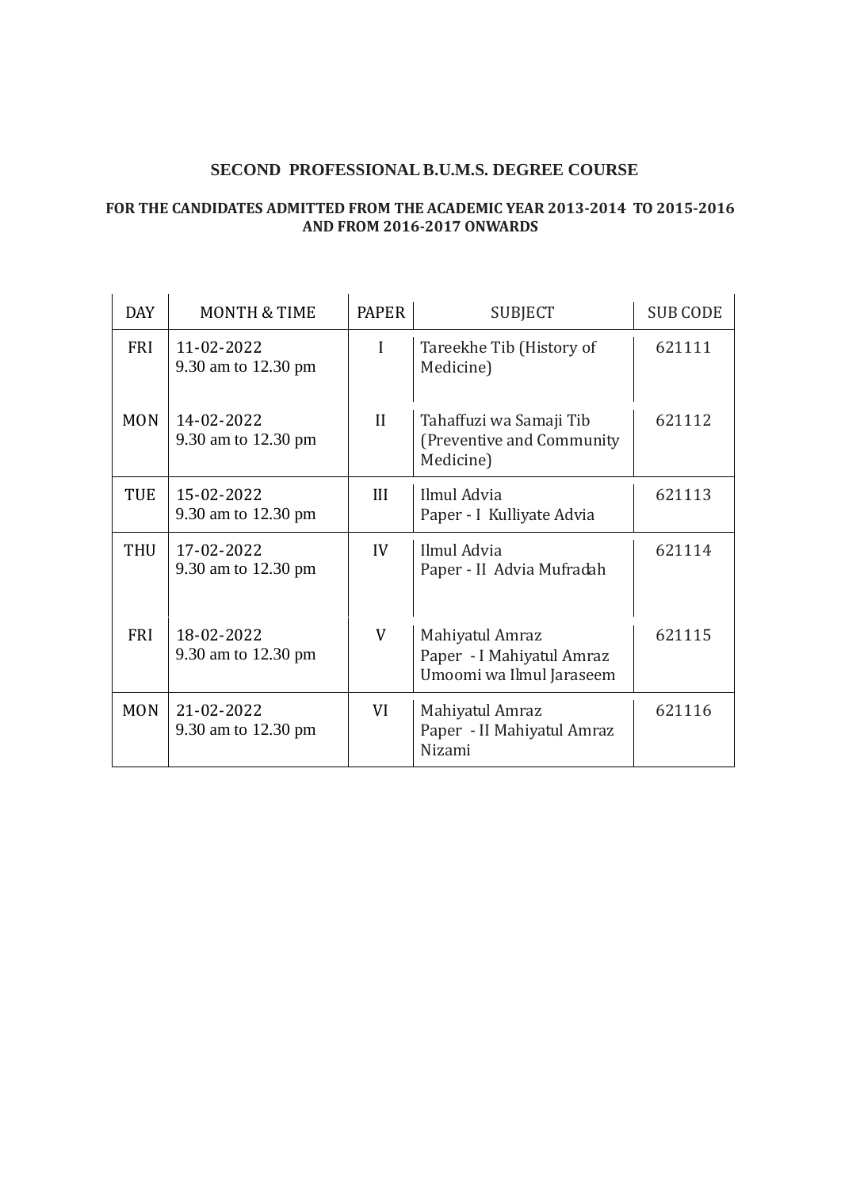## SECOND PROFESSIONAL B.U.M.S. DEGREE COURSE

### FOR THE CANDIDATES ADMITTED FROM THE ACADEMIC YEAR 2013-2014 TO 2015-2016 AND FROM 2016-2017 ONWARDS

| DAY | MONTH & TIME | PAPER | SUBJECT | SUB CODE |
|---|---|---|---|---|
| FRI | 11-02-2022<br>9.30 am to 12.30 pm | I | Tareekhe Tib (History of Medicine) | 621111 |
| MON | 14-02-2022<br>9.30 am to 12.30 pm | II | Tahaffuzi wa Samaji Tib (Preventive and Community Medicine) | 621112 |
| TUE | 15-02-2022<br>9.30 am to 12.30 pm | III | Ilmul Advia<br>Paper - I Kulliyate Advia | 621113 |
| THU | 17-02-2022<br>9.30 am to 12.30 pm | IV | Ilmul Advia<br>Paper - II Advia Mufradah | 621114 |
| FRI | 18-02-2022<br>9.30 am to 12.30 pm | V | Mahiyatul Amraz<br>Paper - I Mahiyatul Amraz Umoomi wa Ilmul Jaraseem | 621115 |
| MON | 21-02-2022<br>9.30 am to 12.30 pm | VI | Mahiyatul Amraz<br>Paper - II Mahiyatul Amraz Nizami | 621116 |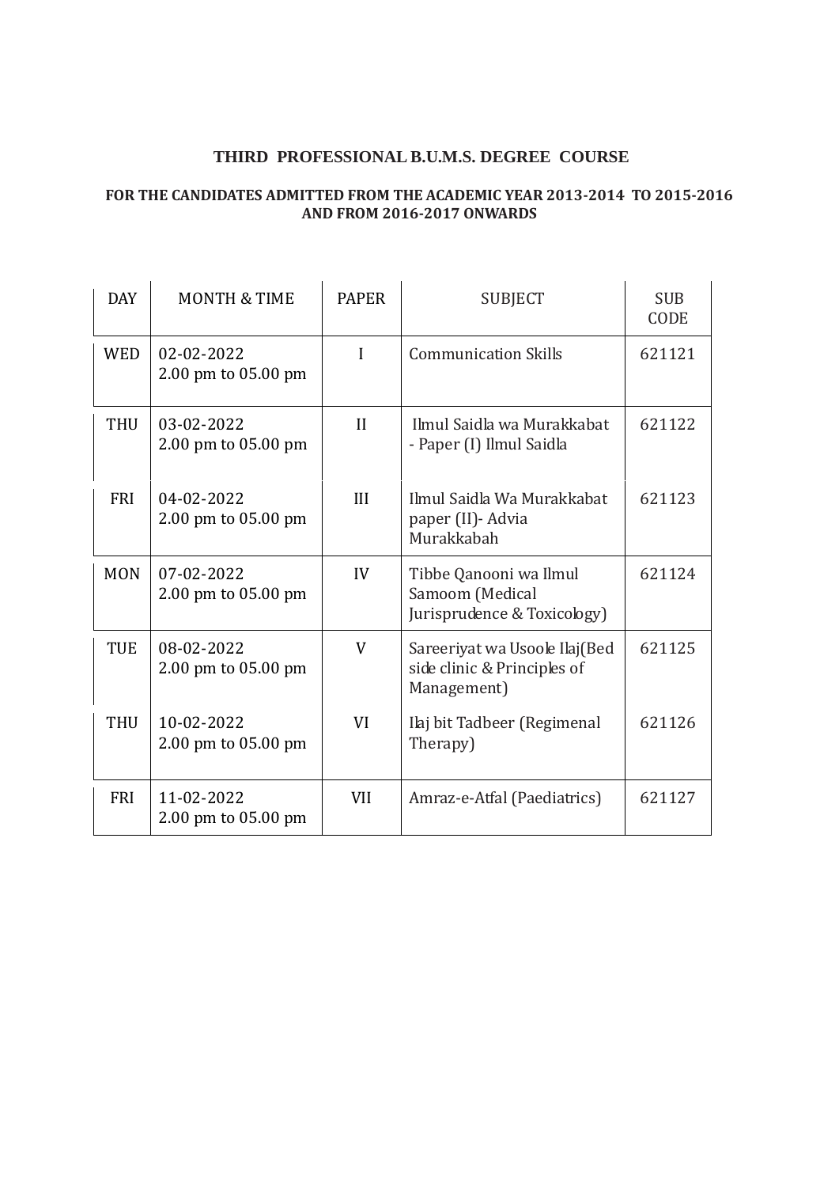## THIRD PROFESSIONAL B.U.M.S. DEGREE COURSE

**FOR THE CANDIDATES ADMITTED FROM THE ACADEMIC YEAR 2013-2014 TO 2015-2016 AND FROM 2016-2017 ONWARDS**

| DAY | MONTH & TIME | PAPER | SUBJECT | SUB CODE |
|---|---|---|---|---|
| WED | 02-02-2022 2.00 pm to 05.00 pm | I | Communication Skills | 621121 |
| THU | 03-02-2022 2.00 pm to 05.00 pm | II | Ilmul Saidla wa Murakkabat - Paper (I) Ilmul Saidla | 621122 |
| FRI | 04-02-2022 2.00 pm to 05.00 pm | III | Ilmul Saidla Wa Murakkabat paper (II)- Advia Murakkabah | 621123 |
| MON | 07-02-2022 2.00 pm to 05.00 pm | IV | Tibbe Qanooni wa Ilmul Samoom (Medical Jurisprudence & Toxicology) | 621124 |
| TUE | 08-02-2022 2.00 pm to 05.00 pm | V | Sareeriyat wa Usoole Ilaj(Bed side clinic & Principles of Management) | 621125 |
| THU | 10-02-2022 2.00 pm to 05.00 pm | VI | Ilaj bit Tadbeer (Regimenal Therapy) | 621126 |
| FRI | 11-02-2022 2.00 pm to 05.00 pm | VII | Amraz-e-Atfal (Paediatrics) | 621127 |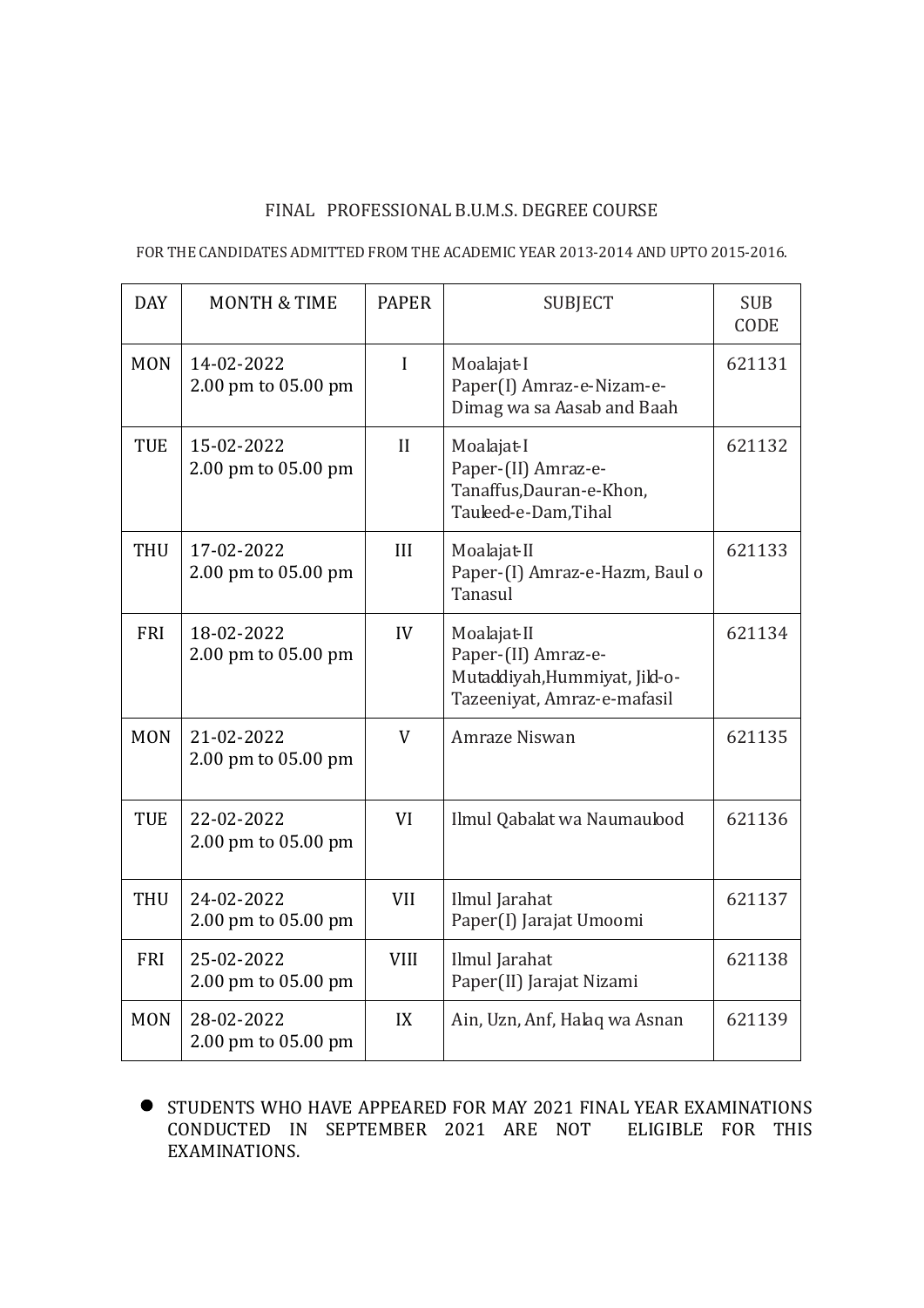# FINAL PROFESSIONAL B.U.M.S. DEGREE COURSE

FOR THE CANDIDATES ADMITTED FROM THE ACADEMIC YEAR 2013-2014 AND UPTO 2015-2016.

| DAY | MONTH & TIME | PAPER | SUBJECT | SUB CODE |
|---|---|---|---|---|
| MON | 14-02-2022<br>2.00 pm to 05.00 pm | I | Moalajat-I<br>Paper(I) Amraz-e-Nizam-e-Dimag wa sa Aasab and Baah | 621131 |
| TUE | 15-02-2022<br>2.00 pm to 05.00 pm | II | Moalajat-I<br>Paper-(II) Amraz-e-Tanaffus,Dauran-e-Khon, Tauleed-e-Dam,Tihal | 621132 |
| THU | 17-02-2022<br>2.00 pm to 05.00 pm | III | Moalajat-II<br>Paper-(I) Amraz-e-Hazm, Baul o Tanasul | 621133 |
| FRI | 18-02-2022<br>2.00 pm to 05.00 pm | IV | Moalajat-II<br>Paper-(II) Amraz-e-Mutaddiyah,Hummiyat, Jild-o-Tazeeniyat, Amraz-e-mafasil | 621134 |
| MON | 21-02-2022<br>2.00 pm to 05.00 pm | V | Amraze Niswan | 621135 |
| TUE | 22-02-2022<br>2.00 pm to 05.00 pm | VI | Ilmul Qabalat wa Naumaulood | 621136 |
| THU | 24-02-2022<br>2.00 pm to 05.00 pm | VII | Ilmul Jarahat<br>Paper(I) Jarajat Umoomi | 621137 |
| FRI | 25-02-2022<br>2.00 pm to 05.00 pm | VIII | Ilmul Jarahat<br>Paper(II) Jarajat Nizami | 621138 |
| MON | 28-02-2022<br>2.00 pm to 05.00 pm | IX | Ain, Uzn, Anf, Halaq wa Asnan | 621139 |

- STUDENTS WHO HAVE APPEARED FOR MAY 2021 FINAL YEAR EXAMINATIONS CONDUCTED IN SEPTEMBER 2021 ARE NOT ELIGIBLE FOR THIS EXAMINATIONS.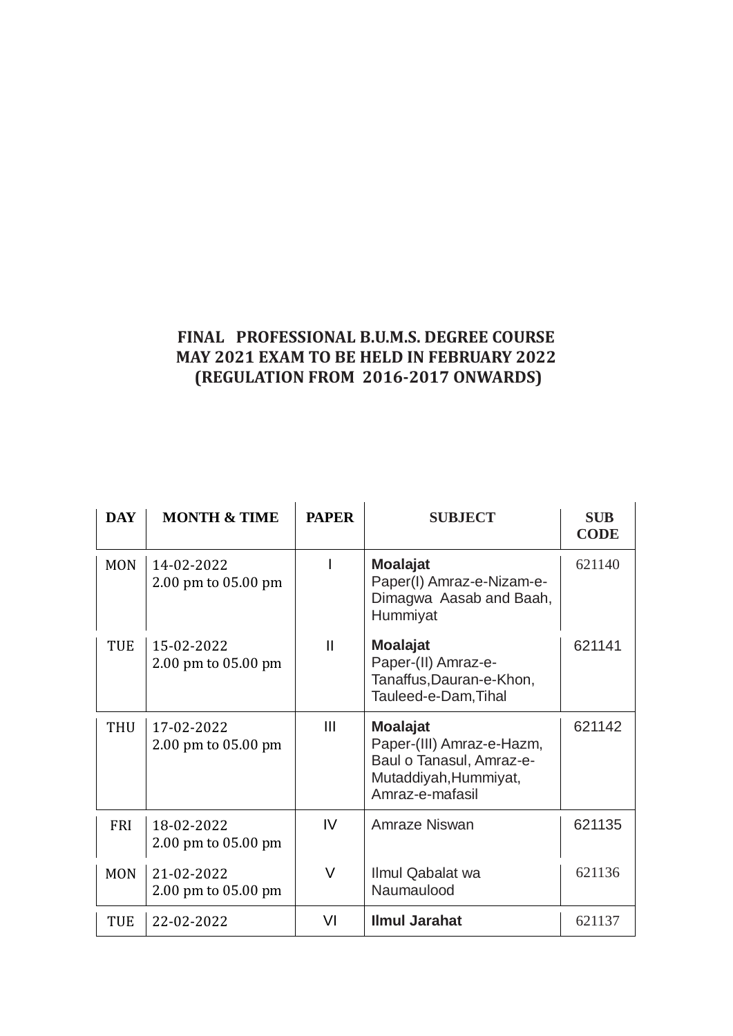**FINAL PROFESSIONAL B.U.M.S. DEGREE COURSE**
**MAY 2021 EXAM TO BE HELD IN FEBRUARY 2022**
**(REGULATION FROM 2016-2017 ONWARDS)**

| DAY | MONTH & TIME | PAPER | SUBJECT | SUB CODE |
|---|---|---|---|---|
| MON | 14-02-2022<br>2.00 pm to 05.00 pm | I | **Moalajat**<br>Paper(I) Amraz-e-Nizam-e-Dimagwa Aasab and Baah, Hummiyat | 621140 |
| TUE | 15-02-2022<br>2.00 pm to 05.00 pm | II | **Moalajat**<br>Paper-(II) Amraz-e-Tanaffus,Dauran-e-Khon, Tauleed-e-Dam,Tihal | 621141 |
| THU | 17-02-2022<br>2.00 pm to 05.00 pm | III | **Moalajat**<br>Paper-(III) Amraz-e-Hazm, Baul o Tanasul, Amraz-e-Mutaddiyah,Hummiyat, Amraz-e-mafasil | 621142 |
| FRI | 18-02-2022<br>2.00 pm to 05.00 pm | IV | Amraze Niswan | 621135 |
| MON | 21-02-2022<br>2.00 pm to 05.00 pm | V | Ilmul Qabalat wa Naumaulood | 621136 |
| TUE | 22-02-2022 | VI | **Ilmul Jarahat** | 621137 |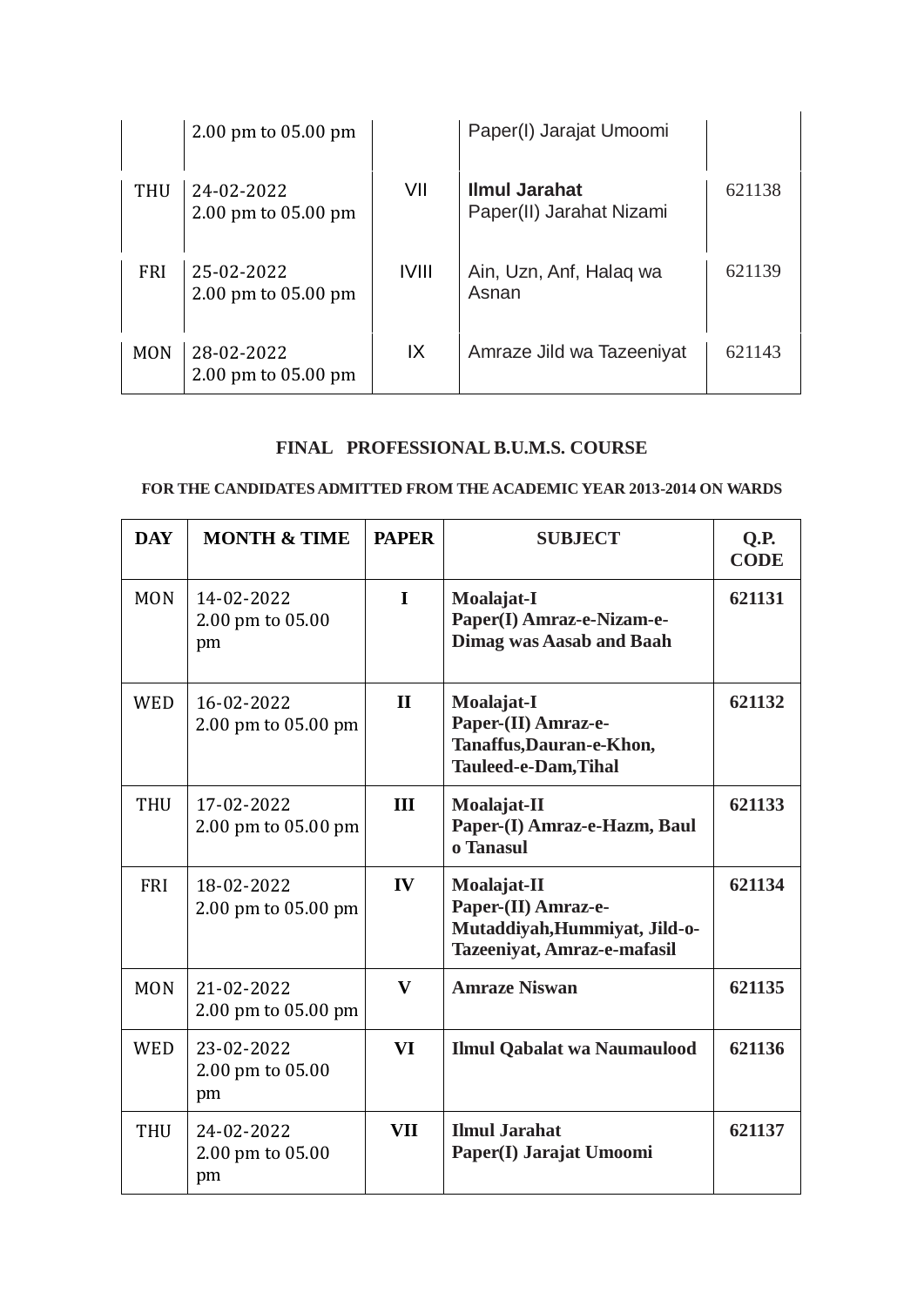|  | 2.00 pm to 05.00 pm |  | Paper(I) Jarajat Umoomi |  |
|---|---|---|---|---|
| THU | 24-02-2022<br>2.00 pm to 05.00 pm | VII | **Ilmul Jarahat**<br>Paper(II) Jarahat Nizami | 621138 |
| FRI | 25-02-2022<br>2.00 pm to 05.00 pm | IVIII | Ain, Uzn, Anf, Halaq wa Asnan | 621139 |
| MON | 28-02-2022<br>2.00 pm to 05.00 pm | IX | Amraze Jild wa Tazeeniyat | 621143 |

## FINAL PROFESSIONAL B.U.M.S. COURSE

### FOR THE CANDIDATES ADMITTED FROM THE ACADEMIC YEAR 2013-2014 ON WARDS

| DAY | MONTH & TIME | PAPER | SUBJECT | Q.P. CODE |
|---|---|---|---|---|
| MON | 14-02-2022<br>2.00 pm to 05.00 pm | **I** | **Moalajat-I**<br>**Paper(I) Amraz-e-Nizam-e-Dimag was Aasab and Baah** | **621131** |
| WED | 16-02-2022<br>2.00 pm to 05.00 pm | **II** | **Moalajat-I**<br>**Paper-(II) Amraz-e-Tanaffus,Dauran-e-Khon, Tauleed-e-Dam,Tihal** | **621132** |
| THU | 17-02-2022<br>2.00 pm to 05.00 pm | **III** | **Moalajat-II**<br>**Paper-(I) Amraz-e-Hazm, Baul o Tanasul** | **621133** |
| FRI | 18-02-2022<br>2.00 pm to 05.00 pm | **IV** | **Moalajat-II**<br>**Paper-(II) Amraz-e-Mutaddiyah,Hummiyat, Jild-o-Tazeeniyat, Amraz-e-mafasil** | **621134** |
| MON | 21-02-2022<br>2.00 pm to 05.00 pm | **V** | **Amraze Niswan** | **621135** |
| WED | 23-02-2022<br>2.00 pm to 05.00 pm | **VI** | **Ilmul Qabalat wa Naumaulood** | **621136** |
| THU | 24-02-2022<br>2.00 pm to 05.00 pm | **VII** | **Ilmul Jarahat**<br>**Paper(I) Jarajat Umoomi** | **621137** |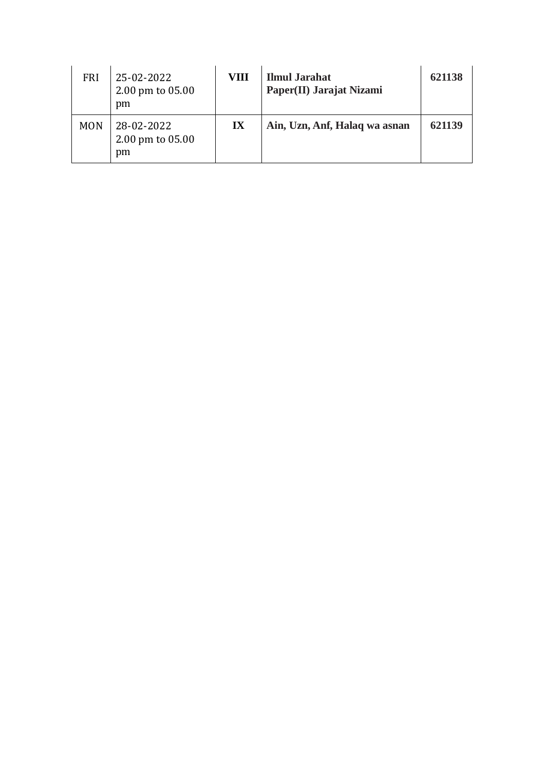| | | | | |
|---|---|---|---|---|
| FRI | 25-02-2022<br>2.00 pm to 05.00 pm | **VIII** | **Ilmul Jarahat**<br>**Paper(II) Jarajat Nizami** | **621138** |
| MON | 28-02-2022<br>2.00 pm to 05.00 pm | **IX** | **Ain, Uzn, Anf, Halaq wa asnan** | **621139** |